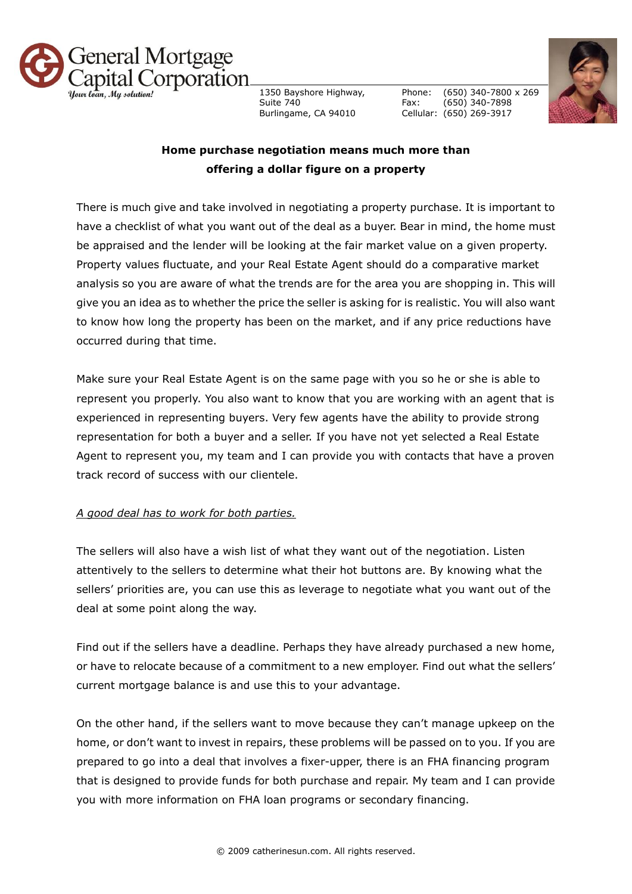General Mortgage Capital Corporation
*Your loan, My solution!*

1350 Bayshore Highway, Suite 740
Burlingame, CA 94010

Phone: (650) 340-7800 x 269
Fax: (650) 340-7898
Cellular: (650) 269-3917

**Home purchase negotiation means much more than offering a dollar figure on a property**

There is much give and take involved in negotiating a property purchase. It is important to have a checklist of what you want out of the deal as a buyer. Bear in mind, the home must be appraised and the lender will be looking at the fair market value on a given property. Property values fluctuate, and your Real Estate Agent should do a comparative market analysis so you are aware of what the trends are for the area you are shopping in. This will give you an idea as to whether the price the seller is asking for is realistic. You will also want to know how long the property has been on the market, and if any price reductions have occurred during that time.

Make sure your Real Estate Agent is on the same page with you so he or she is able to represent you properly. You also want to know that you are working with an agent that is experienced in representing buyers. Very few agents have the ability to provide strong representation for both a buyer and a seller. If you have not yet selected a Real Estate Agent to represent you, my team and I can provide you with contacts that have a proven track record of success with our clientele.

*A good deal has to work for both parties.*

The sellers will also have a wish list of what they want out of the negotiation. Listen attentively to the sellers to determine what their hot buttons are. By knowing what the sellers' priorities are, you can use this as leverage to negotiate what you want out of the deal at some point along the way.

Find out if the sellers have a deadline. Perhaps they have already purchased a new home, or have to relocate because of a commitment to a new employer. Find out what the sellers' current mortgage balance is and use this to your advantage.

On the other hand, if the sellers want to move because they can't manage upkeep on the home, or don't want to invest in repairs, these problems will be passed on to you. If you are prepared to go into a deal that involves a fixer-upper, there is an FHA financing program that is designed to provide funds for both purchase and repair. My team and I can provide you with more information on FHA loan programs or secondary financing.

© 2009 catherinesun.com. All rights reserved.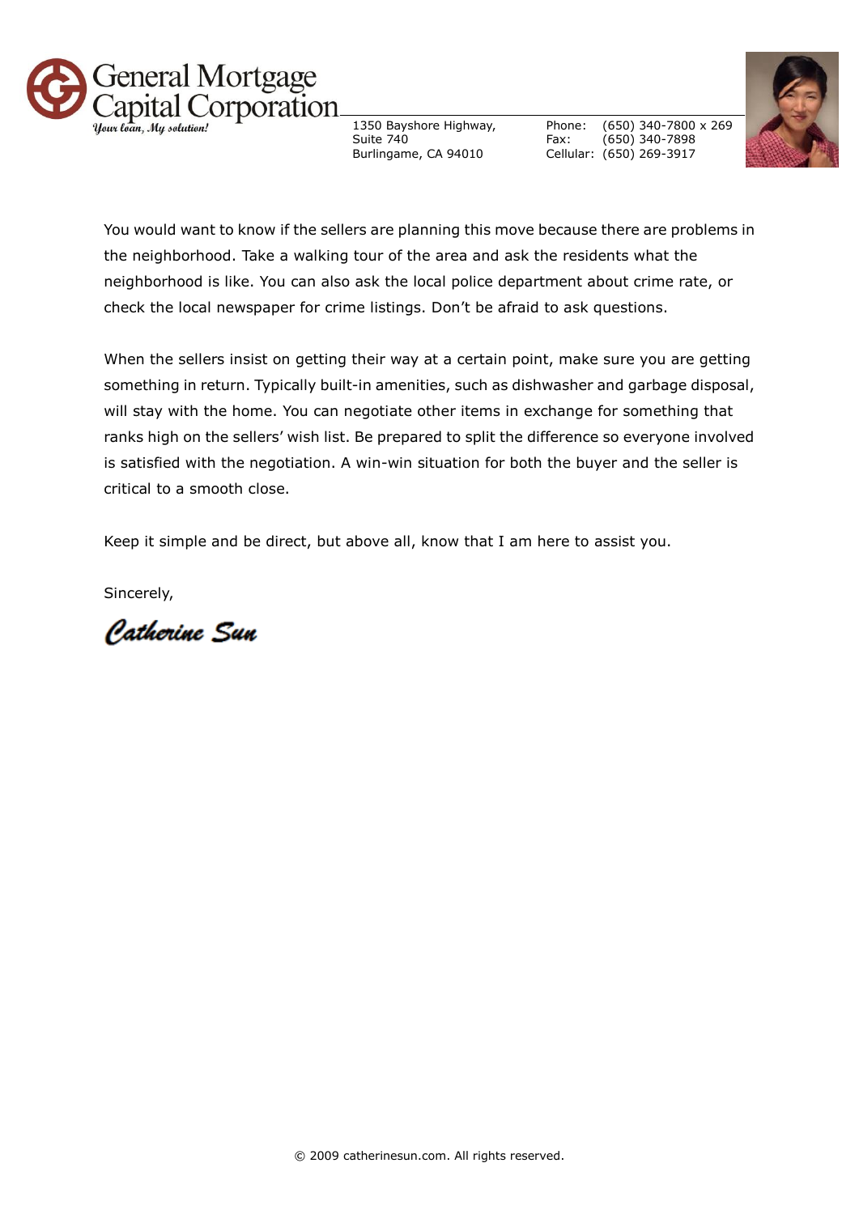General Mortgage Capital Corporation
*Your loan, My solution!*

1350 Bayshore Highway,
Suite 740
Burlingame, CA 94010

Phone: (650) 340-7800 x 269
Fax: (650) 340-7898
Cellular: (650) 269-3917

You would want to know if the sellers are planning this move because there are problems in the neighborhood. Take a walking tour of the area and ask the residents what the neighborhood is like. You can also ask the local police department about crime rate, or check the local newspaper for crime listings. Don't be afraid to ask questions.

When the sellers insist on getting their way at a certain point, make sure you are getting something in return. Typically built-in amenities, such as dishwasher and garbage disposal, will stay with the home. You can negotiate other items in exchange for something that ranks high on the sellers' wish list. Be prepared to split the difference so everyone involved is satisfied with the negotiation. A win-win situation for both the buyer and the seller is critical to a smooth close.

Keep it simple and be direct, but above all, know that I am here to assist you.

Sincerely,

*Catherine Sun*

© 2009 catherinesun.com. All rights reserved.